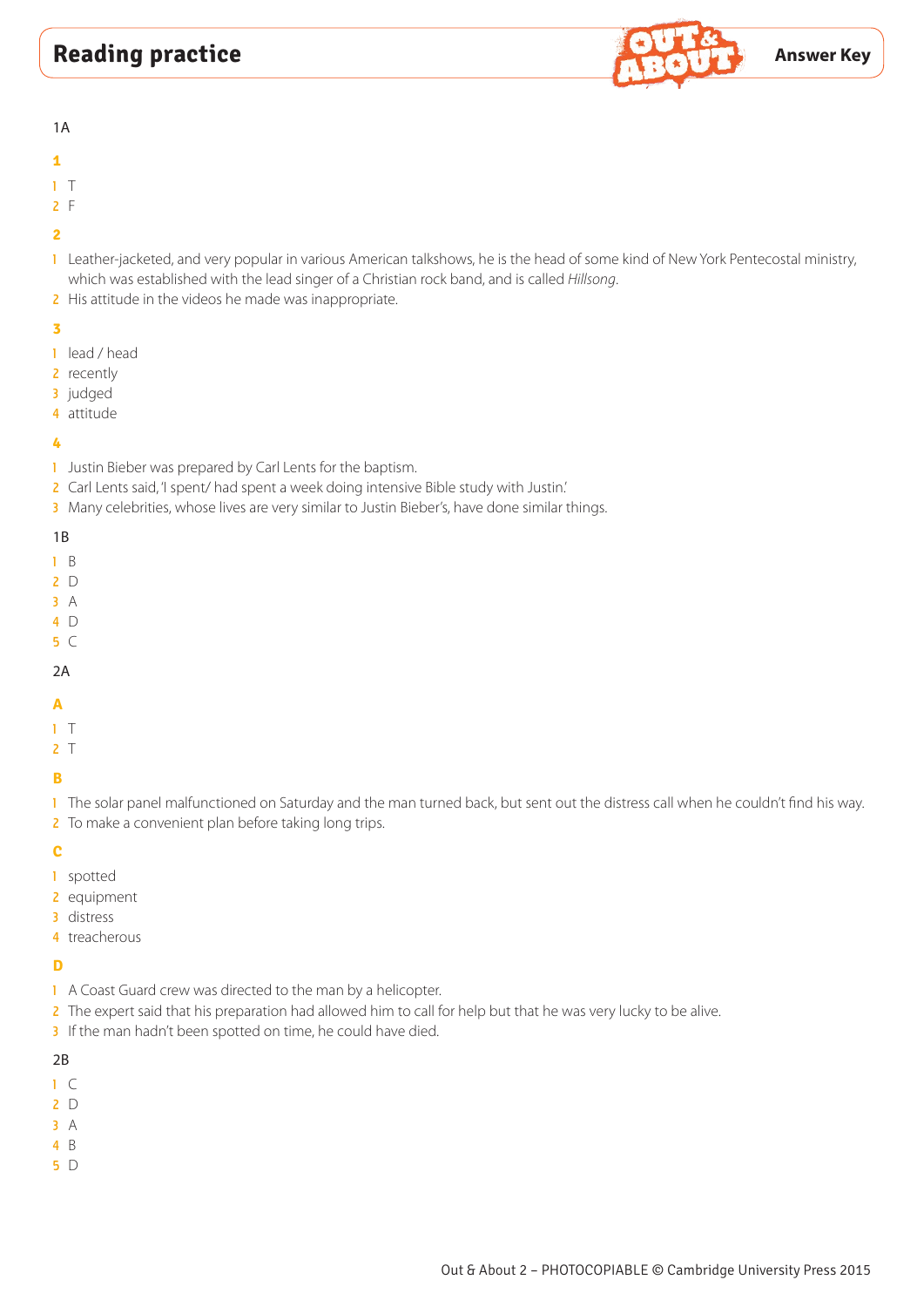# Reading practice

**Answer Key**

1A

**1**

1. T
2. F

**2**

1. Leather-jacketed, and very popular in various American talkshows, he is the head of some kind of New York Pentecostal ministry, which was established with the lead singer of a Christian rock band, and is called *Hillsong*.
2. His attitude in the videos he made was inappropriate.

**3**

1. lead / head
2. recently
3. judged
4. attitude

**4**

1. Justin Bieber was prepared by Carl Lents for the baptism.
2. Carl Lents said, 'I spent/ had spent a week doing intensive Bible study with Justin.'
3. Many celebrities, whose lives are very similar to Justin Bieber's, have done similar things.

1B

1. B
2. D
3. A
4. D
5. C

2A

**A**

1. T
2. T

**B**

1. The solar panel malfunctioned on Saturday and the man turned back, but sent out the distress call when he couldn't find his way.
2. To make a convenient plan before taking long trips.

**C**

1. spotted
2. equipment
3. distress
4. treacherous

**D**

1. A Coast Guard crew was directed to the man by a helicopter.
2. The expert said that his preparation had allowed him to call for help but that he was very lucky to be alive.
3. If the man hadn't been spotted on time, he could have died.

2B

1. C
2. D
3. A
4. B
5. D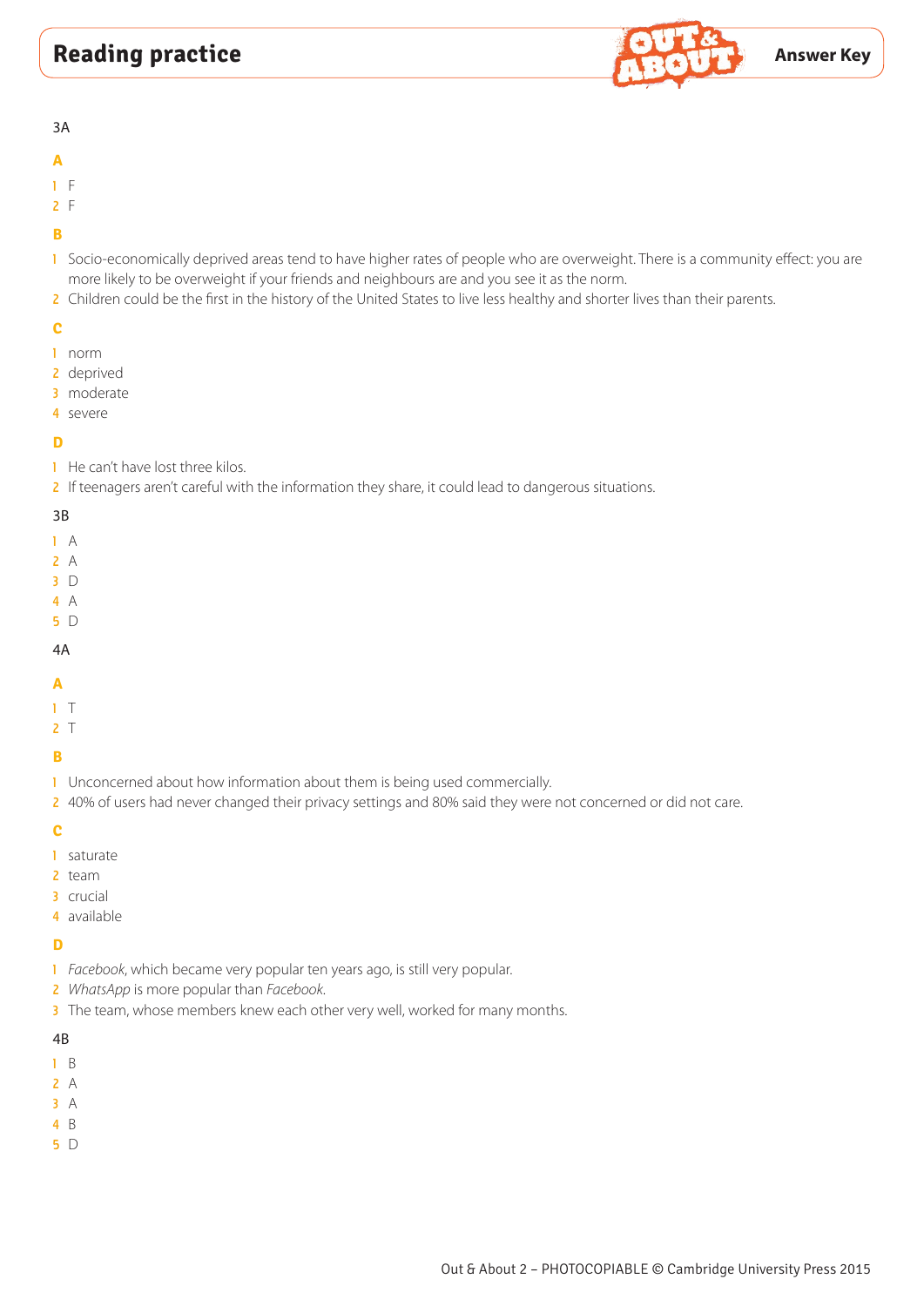3A

**A**

1 F
2 F

**B**

1 Socio-economically deprived areas tend to have higher rates of people who are overweight. There is a community effect: you are more likely to be overweight if your friends and neighbours are and you see it as the norm.
2 Children could be the first in the history of the United States to live less healthy and shorter lives than their parents.

**C**

1 norm
2 deprived
3 moderate
4 severe

**D**

1 He can't have lost three kilos.
2 If teenagers aren't careful with the information they share, it could lead to dangerous situations.

3B

1 A
2 A
3 D
4 A
5 D

4A

**A**

1 T
2 T

**B**

1 Unconcerned about how information about them is being used commercially.
2 40% of users had never changed their privacy settings and 80% said they were not concerned or did not care.

**C**

1 saturate
2 team
3 crucial
4 available

**D**

1 *Facebook*, which became very popular ten years ago, is still very popular.
2 *WhatsApp* is more popular than *Facebook*.
3 The team, whose members knew each other very well, worked for many months.

4B

1 B
2 A
3 A
4 B
5 D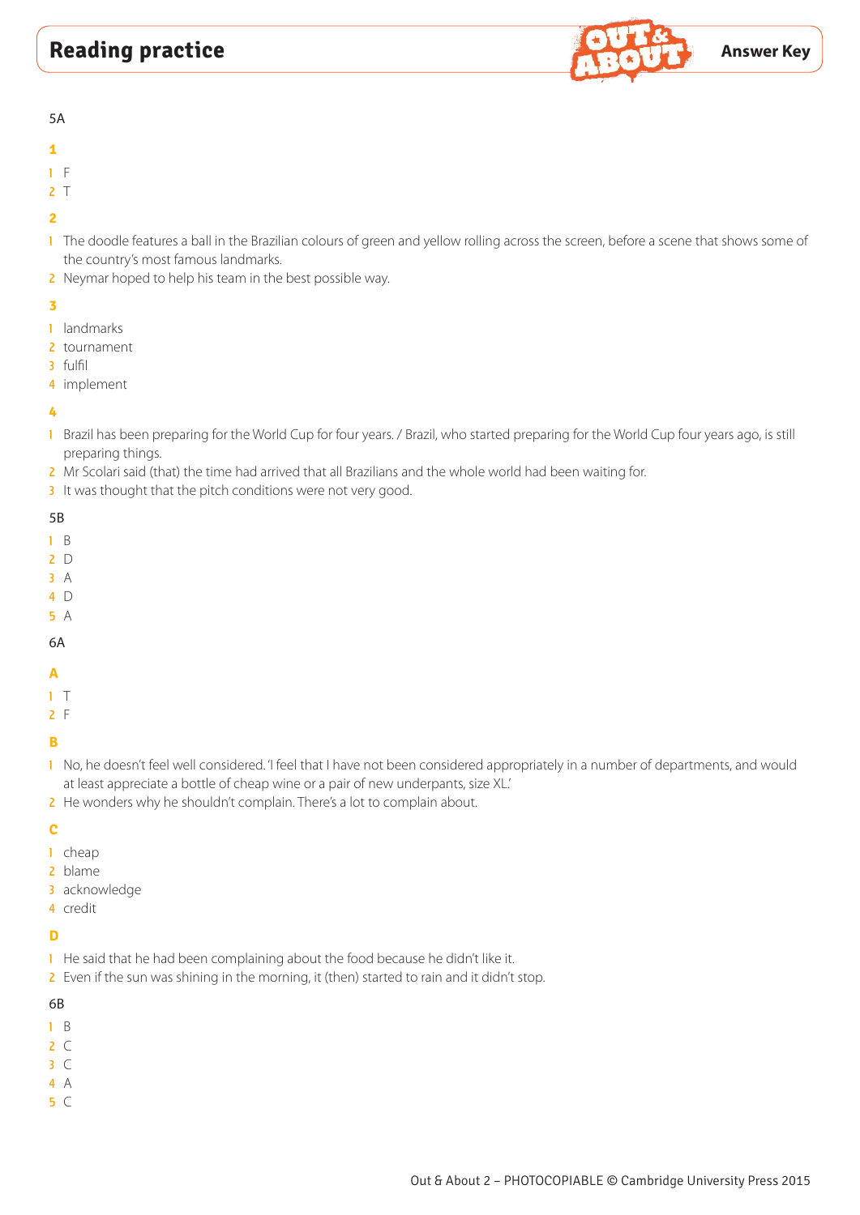# Reading practice

**Answer Key**

5A

**1**

1 F
2 T

**2**

1 The doodle features a ball in the Brazilian colours of green and yellow rolling across the screen, before a scene that shows some of the country's most famous landmarks.
2 Neymar hoped to help his team in the best possible way.

**3**

1 landmarks
2 tournament
3 fulfil
4 implement

**4**

1 Brazil has been preparing for the World Cup for four years. / Brazil, who started preparing for the World Cup four years ago, is still preparing things.
2 Mr Scolari said (that) the time had arrived that all Brazilians and the whole world had been waiting for.
3 It was thought that the pitch conditions were not very good.

5B

1 B
2 D
3 A
4 D
5 A

6A

**A**

1 T
2 F

**B**

1 No, he doesn't feel well considered. 'I feel that I have not been considered appropriately in a number of departments, and would at least appreciate a bottle of cheap wine or a pair of new underpants, size XL.'
2 He wonders why he shouldn't complain. There's a lot to complain about.

**C**

1 cheap
2 blame
3 acknowledge
4 credit

**D**

1 He said that he had been complaining about the food because he didn't like it.
2 Even if the sun was shining in the morning, it (then) started to rain and it didn't stop.

6B

1 B
2 C
3 C
4 A
5 C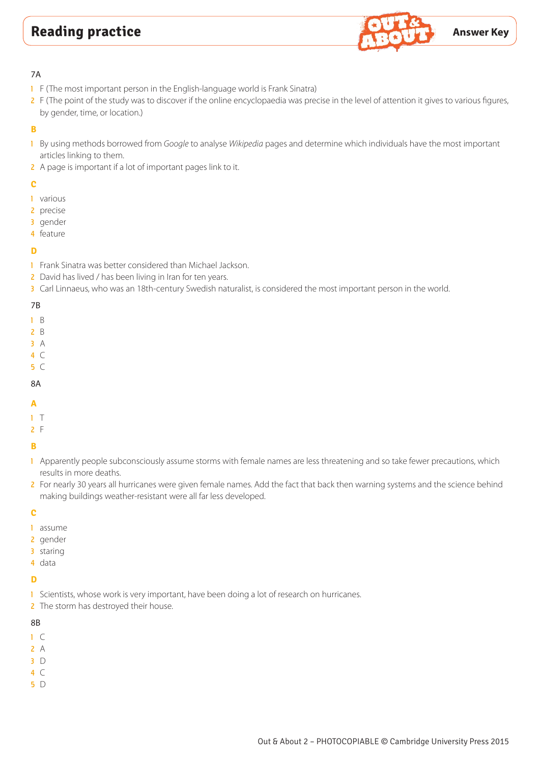# Reading practice

**Answer Key**

7A

1. F (The most important person in the English-language world is Frank Sinatra)
2. F (The point of the study was to discover if the online encyclopaedia was precise in the level of attention it gives to various figures, by gender, time, or location.)

**B**

1. By using methods borrowed from *Google* to analyse *Wikipedia* pages and determine which individuals have the most important articles linking to them.
2. A page is important if a lot of important pages link to it.

**C**

1. various
2. precise
3. gender
4. feature

**D**

1. Frank Sinatra was better considered than Michael Jackson.
2. David has lived / has been living in Iran for ten years.
3. Carl Linnaeus, who was an 18th-century Swedish naturalist, is considered the most important person in the world.

7B

1. B
2. B
3. A
4. C
5. C

8A

**A**

1. T
2. F

**B**

1. Apparently people subconsciously assume storms with female names are less threatening and so take fewer precautions, which results in more deaths.
2. For nearly 30 years all hurricanes were given female names. Add the fact that back then warning systems and the science behind making buildings weather-resistant were all far less developed.

**C**

1. assume
2. gender
3. staring
4. data

**D**

1. Scientists, whose work is very important, have been doing a lot of research on hurricanes.
2. The storm has destroyed their house.

8B

1. C
2. A
3. D
4. C
5. D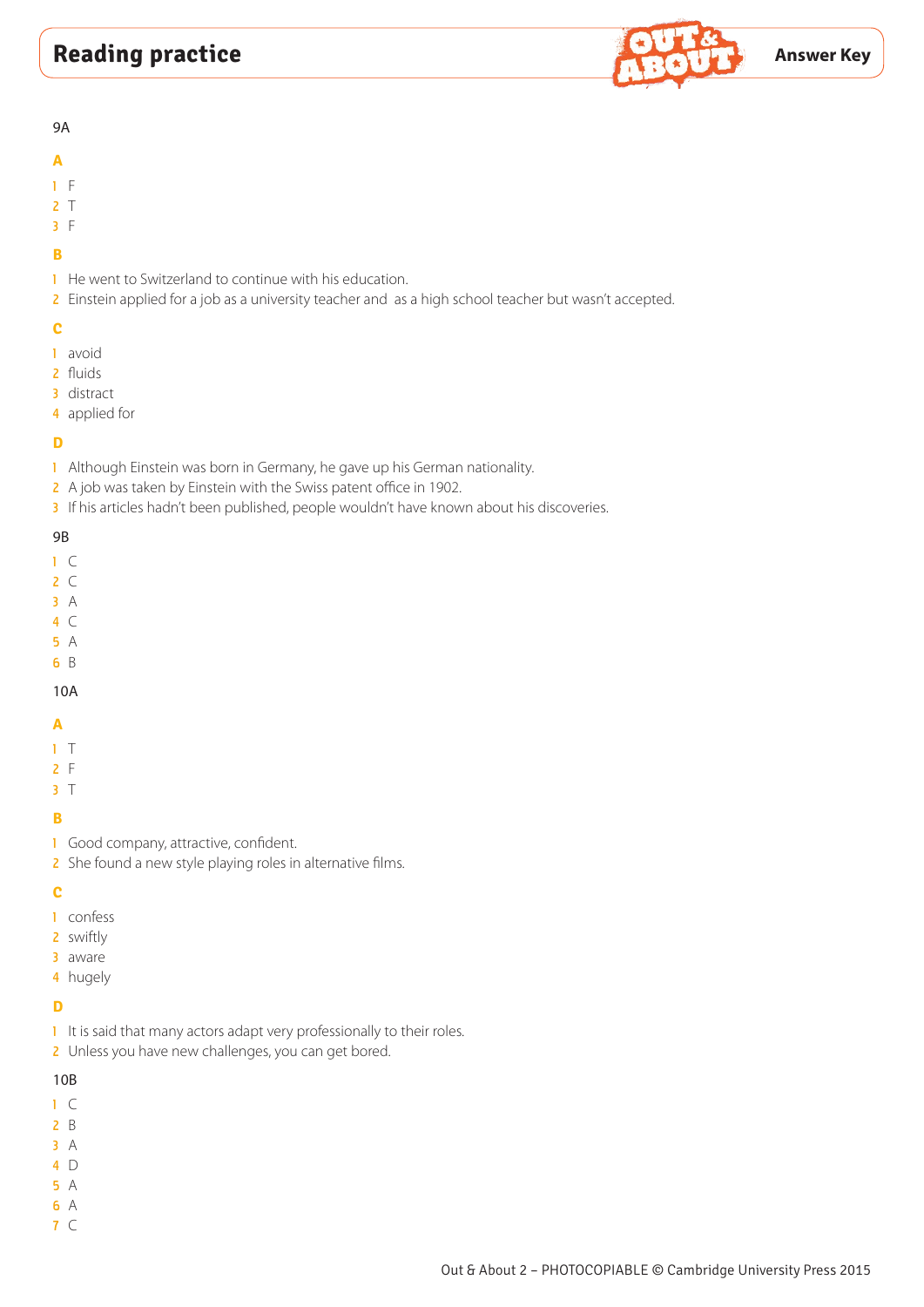9A

**A**

1 F
2 T
3 F

**B**

1 He went to Switzerland to continue with his education.
2 Einstein applied for a job as a university teacher and  as a high school teacher but wasn't accepted.

**C**

1 avoid
2 fluids
3 distract
4 applied for

**D**

1 Although Einstein was born in Germany, he gave up his German nationality.
2 A job was taken by Einstein with the Swiss patent office in 1902.
3 If his articles hadn't been published, people wouldn't have known about his discoveries.

9B

1 C
2 C
3 A
4 C
5 A
6 B

10A

**A**

1 T
2 F
3 T

**B**

1 Good company, attractive, confident.
2 She found a new style playing roles in alternative films.

**C**

1 confess
2 swiftly
3 aware
4 hugely

**D**

1 It is said that many actors adapt very professionally to their roles.
2 Unless you have new challenges, you can get bored.

10B

1 C
2 B
3 A
4 D
5 A
6 A
7 C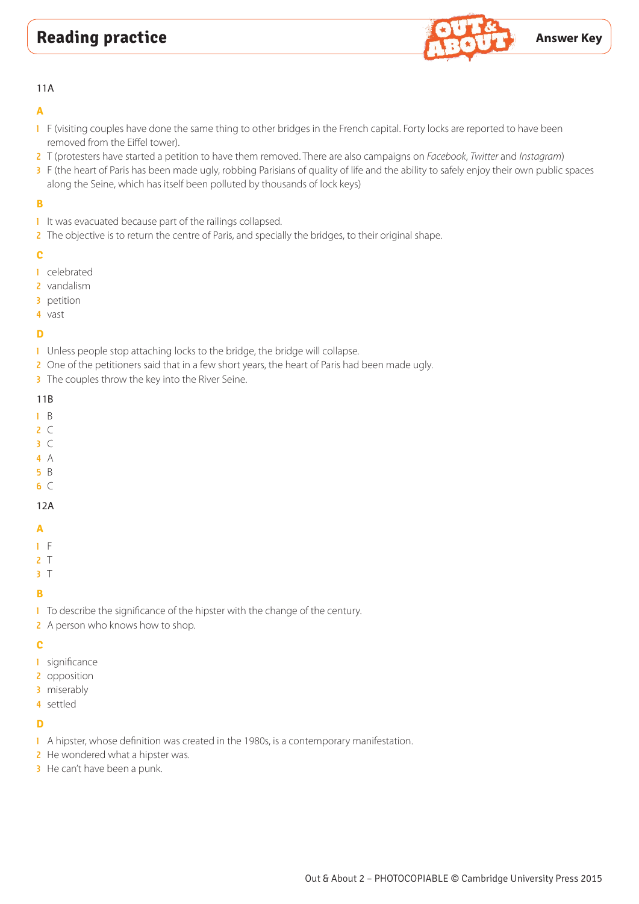# Reading practice

**Answer Key**

11A

### A

1. F (visiting couples have done the same thing to other bridges in the French capital. Forty locks are reported to have been removed from the Eiffel tower).
2. T (protesters have started a petition to have them removed. There are also campaigns on *Facebook*, *Twitter* and *Instagram*)
3. F (the heart of Paris has been made ugly, robbing Parisians of quality of life and the ability to safely enjoy their own public spaces along the Seine, which has itself been polluted by thousands of lock keys)

### B

1. It was evacuated because part of the railings collapsed.
2. The objective is to return the centre of Paris, and specially the bridges, to their original shape.

### C

1. celebrated
2. vandalism
3. petition
4. vast

### D

1. Unless people stop attaching locks to the bridge, the bridge will collapse.
2. One of the petitioners said that in a few short years, the heart of Paris had been made ugly.
3. The couples throw the key into the River Seine.

11B

1. B
2. C
3. C
4. A
5. B
6. C

12A

### A

1. F
2. T
3. T

### B

1. To describe the significance of the hipster with the change of the century.
2. A person who knows how to shop.

### C

1. significance
2. opposition
3. miserably
4. settled

### D

1. A hipster, whose definition was created in the 1980s, is a contemporary manifestation.
2. He wondered what a hipster was.
3. He can't have been a punk.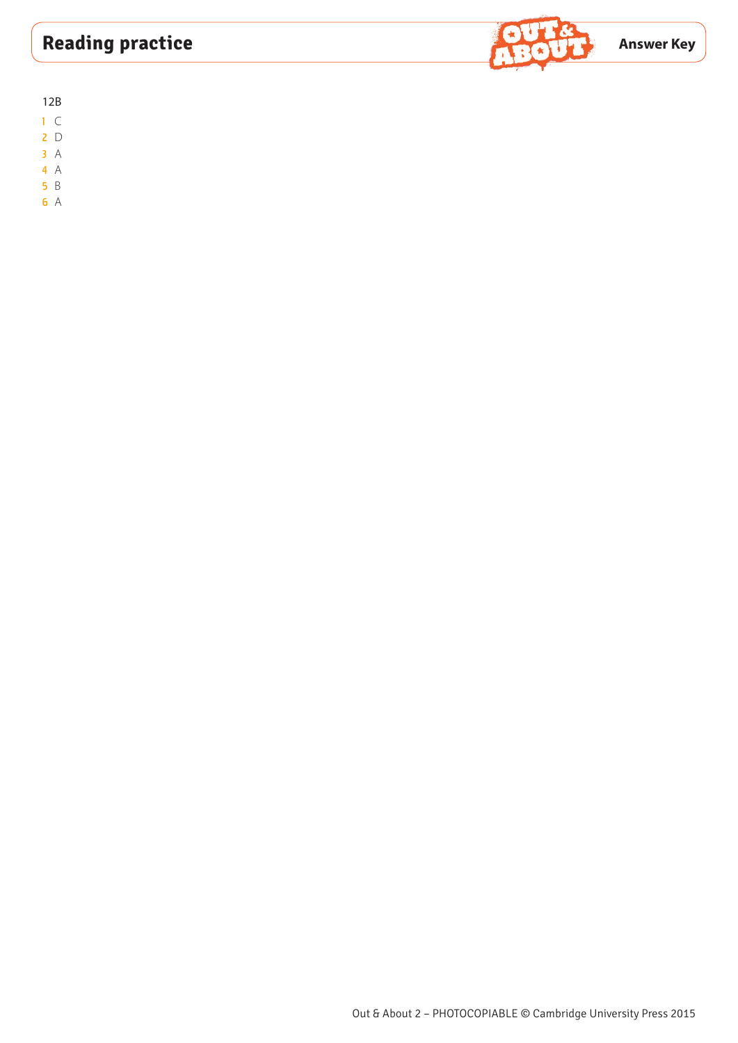# Reading practice

**Answer Key**

12B

1 C
2 D
3 A
4 A
5 B
6 A